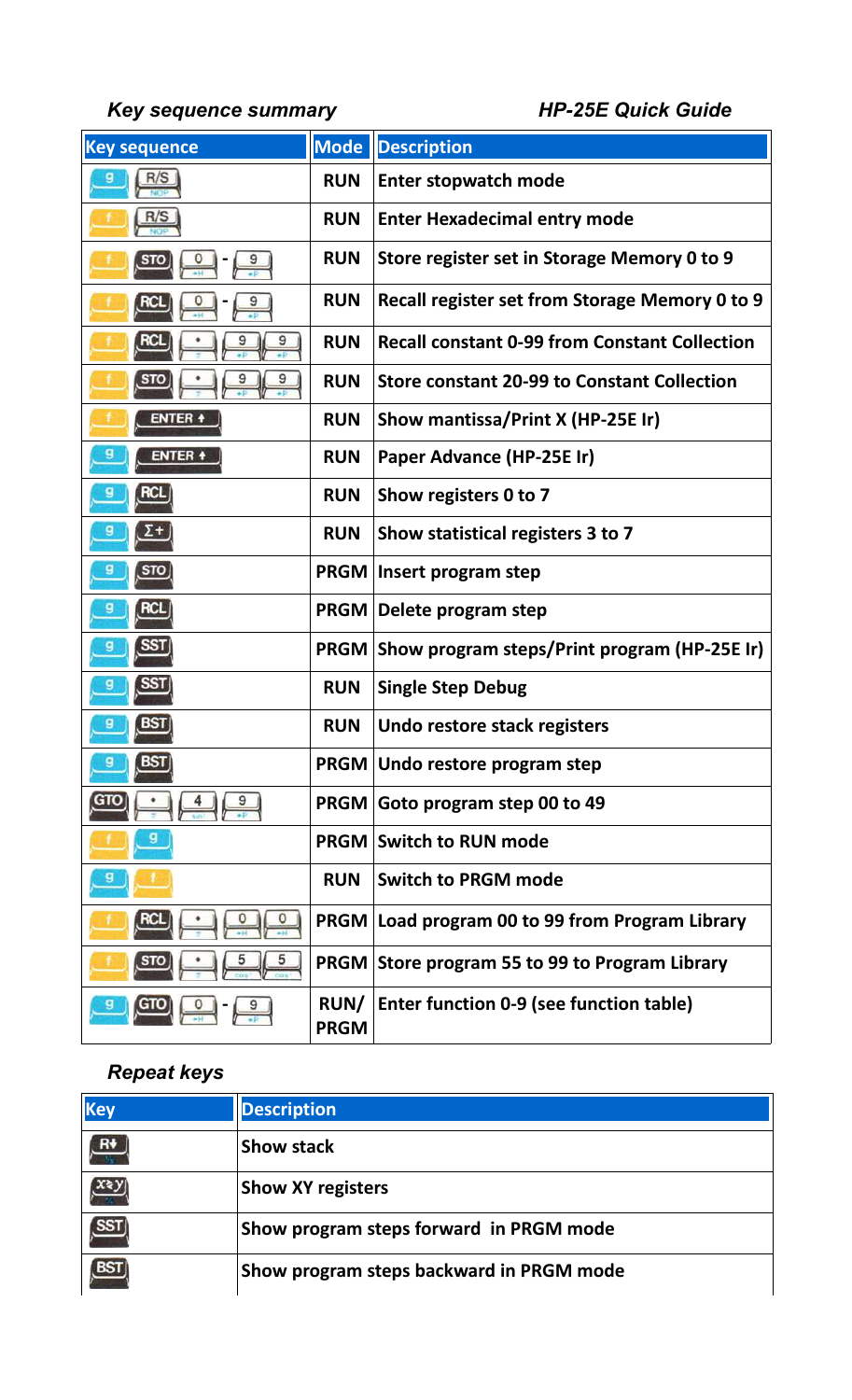*Key sequence summary* *HP-25E Quick Guide*

| Key sequence | Mode | Description |
|---|---|---|
| g R/S | RUN | Enter stopwatch mode |
| f R/S | RUN | Enter Hexadecimal entry mode |
| f STO 0 - 9 | RUN | Store register set in Storage Memory 0 to 9 |
| f RCL 0 - 9 | RUN | Recall register set from Storage Memory 0 to 9 |
| f RCL • 9 9 | RUN | Recall constant 0-99 from Constant Collection |
| f STO • 9 9 | RUN | Store constant 20-99 to Constant Collection |
| f ENTER ↑ | RUN | Show mantissa/Print X (HP-25E Ir) |
| g ENTER ↑ | RUN | Paper Advance (HP-25E Ir) |
| g RCL | RUN | Show registers 0 to 7 |
| g Σ+ | RUN | Show statistical registers 3 to 7 |
| g STO | PRGM | Insert program step |
| g RCL | PRGM | Delete program step |
| g SST | PRGM | Show program steps/Print program (HP-25E Ir) |
| g SST | RUN | Single Step Debug |
| g BST | RUN | Undo restore stack registers |
| g BST | PRGM | Undo restore program step |
| GTO • 4 9 | PRGM | Goto program step 00 to 49 |
| f g | PRGM | Switch to RUN mode |
| g f | RUN | Switch to PRGM mode |
| f RCL • 0 0 | PRGM | Load program 00 to 99 from Program Library |
| f STO • 5 5 | PRGM | Store program 55 to 99 to Program Library |
| g GTO 0 - 9 | RUN/ PRGM | Enter function 0-9 (see function table) |

*Repeat keys*

| Key | Description |
|---|---|
| R↓ | Show stack |
| x⇄y | Show XY registers |
| SST | Show program steps forward in PRGM mode |
| BST | Show program steps backward in PRGM mode |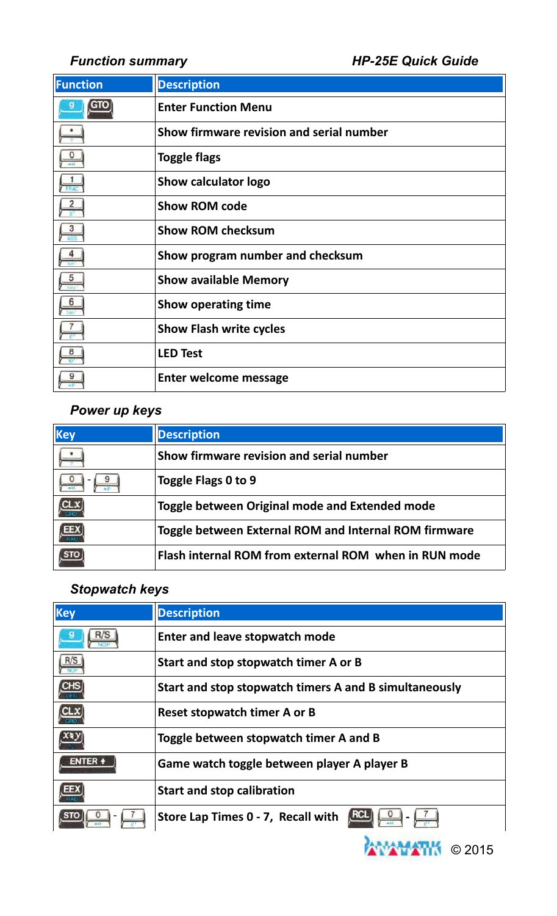*Function summary* *HP-25E Quick Guide*

| Function | Description |
|---|---|
| g GTO | Enter Function Menu |
| • | Show firmware revision and serial number |
| 0 | Toggle flags |
| 1 | Show calculator logo |
| 2 | Show ROM code |
| 3 | Show ROM checksum |
| 4 | Show program number and checksum |
| 5 | Show available Memory |
| 6 | Show operating time |
| 7 | Show Flash write cycles |
| 8 | LED Test |
| 9 | Enter welcome message |

### *Power up keys*

| Key | Description |
|---|---|
| • | Show firmware revision and serial number |
| 0 - 9 | Toggle Flags 0 to 9 |
| CLx | Toggle between Original mode and Extended mode |
| EEX | Toggle between External ROM and Internal ROM firmware |
| STO | Flash internal ROM from external ROM when in RUN mode |

### *Stopwatch keys*

| Key | Description |
|---|---|
| g R/S | Enter and leave stopwatch mode |
| R/S | Start and stop stopwatch timer A or B |
| CHS | Start and stop stopwatch timers A and B simultaneously |
| CLx | Reset stopwatch timer A or B |
| x⇄y | Toggle between stopwatch timer A and B |
| ENTER ↑ | Game watch toggle between player A player B |
| EEX | Start and stop calibration |
| STO 0 - 7 | Store Lap Times 0 - 7, Recall with RCL 0 - 7 |

ANAMATIK © 2015